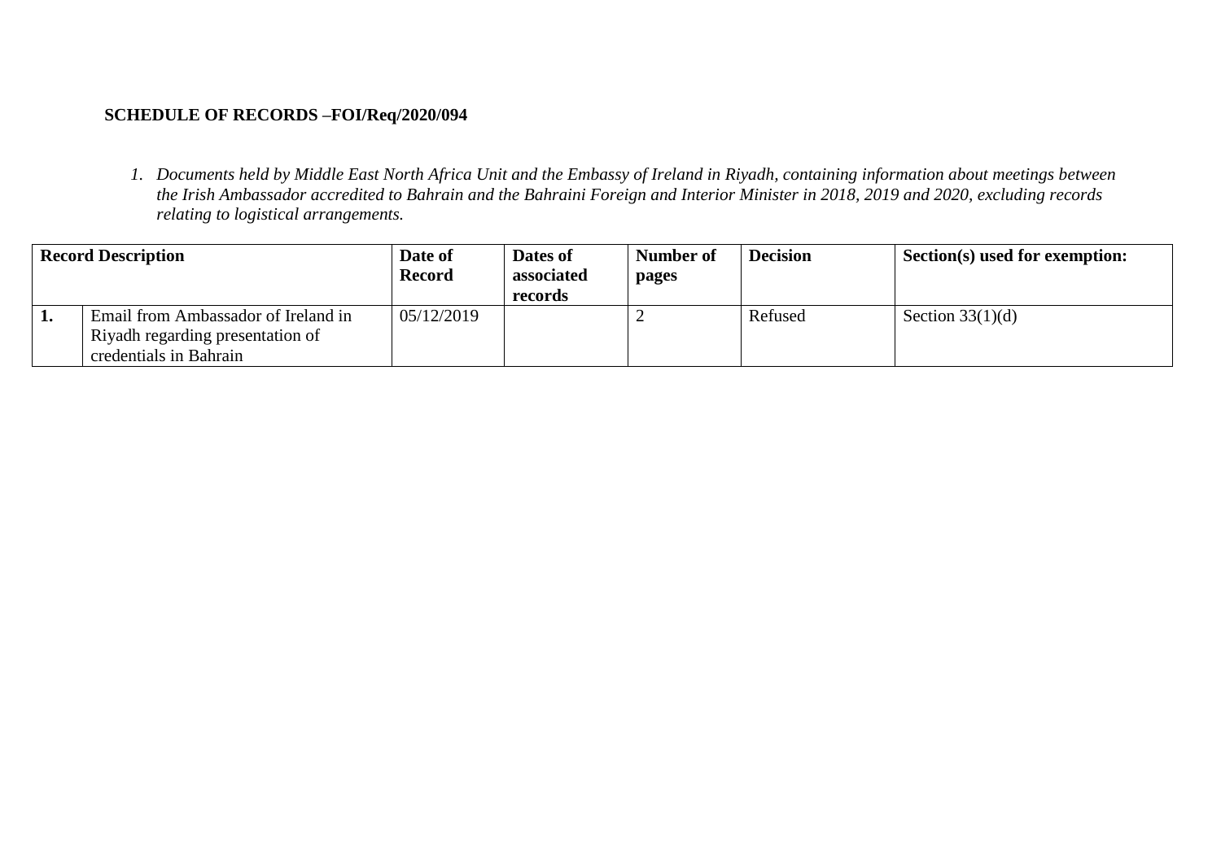**SCHEDULE OF RECORDS –FOI/Req/2020/094**

1. *Documents held by Middle East North Africa Unit and the Embassy of Ireland in Riyadh, containing information about meetings between the Irish Ambassador accredited to Bahrain and the Bahraini Foreign and Interior Minister in 2018, 2019 and 2020, excluding records relating to logistical arrangements.*

| Record Description | | Date of Record | Dates of associated records | Number of pages | Decision | Section(s) used for exemption: |
|---|---|---|---|---|---|---|
| **1.** | Email from Ambassador of Ireland in Riyadh regarding presentation of credentials in Bahrain | 05/12/2019 | | 2 | Refused | Section 33(1)(d) |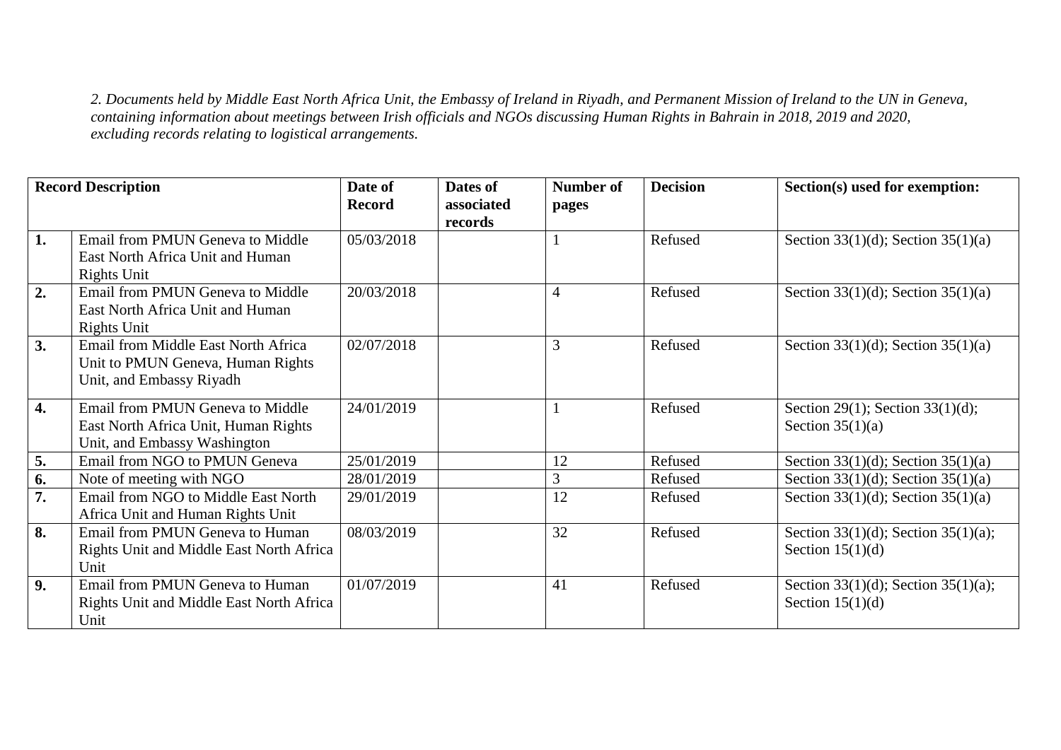*2. Documents held by Middle East North Africa Unit, the Embassy of Ireland in Riyadh, and Permanent Mission of Ireland to the UN in Geneva, containing information about meetings between Irish officials and NGOs discussing Human Rights in Bahrain in 2018, 2019 and 2020, excluding records relating to logistical arrangements.*

| **Record Description** | | **Date of Record** | **Dates of associated records** | **Number of pages** | **Decision** | **Section(s) used for exemption:** |
|---|---|---|---|---|---|---|
| **1.** | Email from PMUN Geneva to Middle East North Africa Unit and Human Rights Unit | 05/03/2018 | | 1 | Refused | Section 33(1)(d); Section 35(1)(a) |
| **2.** | Email from PMUN Geneva to Middle East North Africa Unit and Human Rights Unit | 20/03/2018 | | 4 | Refused | Section 33(1)(d); Section 35(1)(a) |
| **3.** | Email from Middle East North Africa Unit to PMUN Geneva, Human Rights Unit, and Embassy Riyadh | 02/07/2018 | | 3 | Refused | Section 33(1)(d); Section 35(1)(a) |
| **4.** | Email from PMUN Geneva to Middle East North Africa Unit, Human Rights Unit, and Embassy Washington | 24/01/2019 | | 1 | Refused | Section 29(1); Section 33(1)(d); Section 35(1)(a) |
| **5.** | Email from NGO to PMUN Geneva | 25/01/2019 | | 12 | Refused | Section 33(1)(d); Section 35(1)(a) |
| **6.** | Note of meeting with NGO | 28/01/2019 | | 3 | Refused | Section 33(1)(d); Section 35(1)(a) |
| **7.** | Email from NGO to Middle East North Africa Unit and Human Rights Unit | 29/01/2019 | | 12 | Refused | Section 33(1)(d); Section 35(1)(a) |
| **8.** | Email from PMUN Geneva to Human Rights Unit and Middle East North Africa Unit | 08/03/2019 | | 32 | Refused | Section 33(1)(d); Section 35(1)(a); Section 15(1)(d) |
| **9.** | Email from PMUN Geneva to Human Rights Unit and Middle East North Africa Unit | 01/07/2019 | | 41 | Refused | Section 33(1)(d); Section 35(1)(a); Section 15(1)(d) |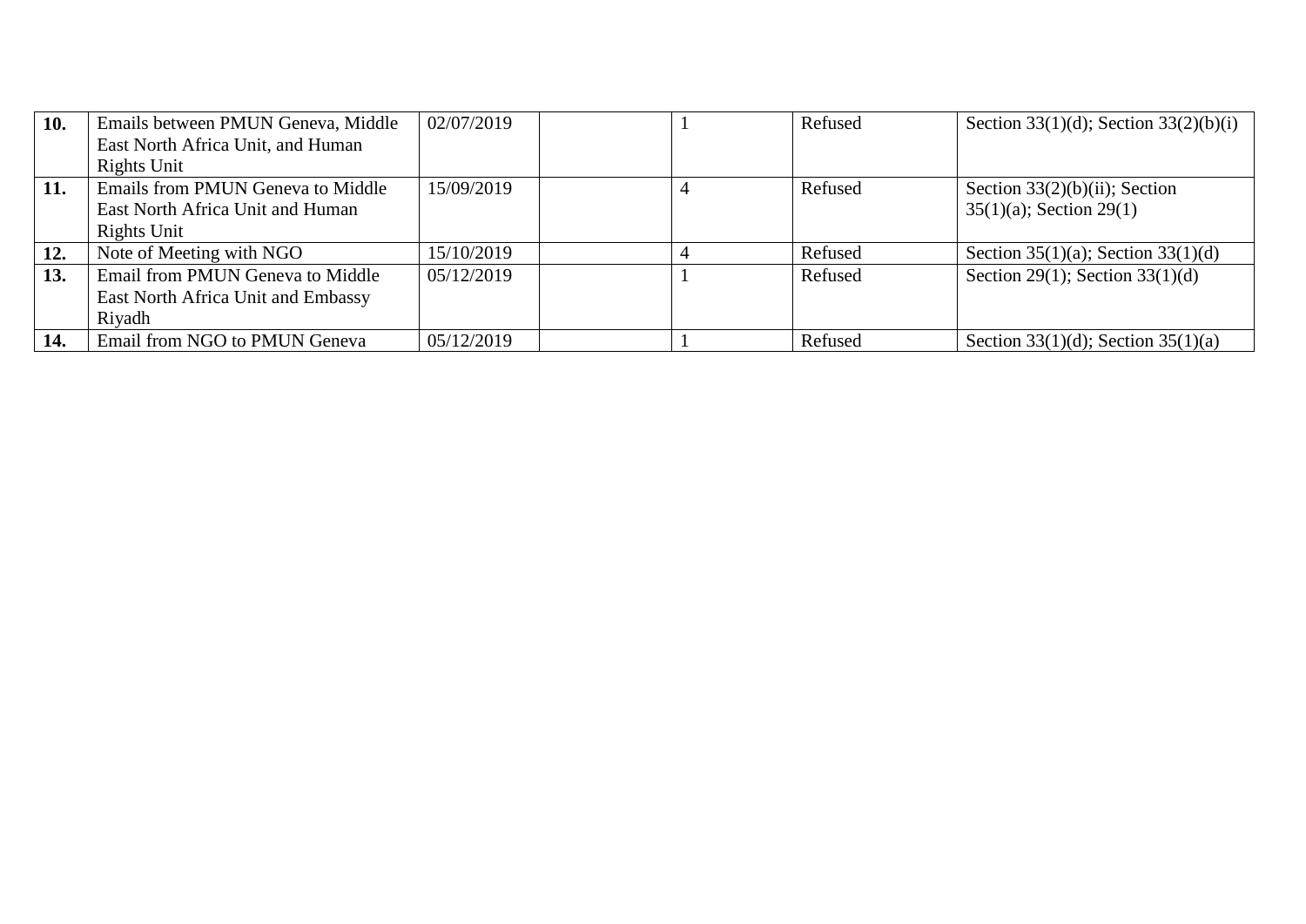| | | | | | | |
|---|---|---|---|---|---|---|
| **10.** | Emails between PMUN Geneva, Middle East North Africa Unit, and Human Rights Unit | 02/07/2019 | | 1 | Refused | Section 33(1)(d); Section 33(2)(b)(i) |
| **11.** | Emails from PMUN Geneva to Middle East North Africa Unit and Human Rights Unit | 15/09/2019 | | 4 | Refused | Section 33(2)(b)(ii); Section 35(1)(a); Section 29(1) |
| **12.** | Note of Meeting with NGO | 15/10/2019 | | 4 | Refused | Section 35(1)(a); Section 33(1)(d) |
| **13.** | Email from PMUN Geneva to Middle East North Africa Unit and Embassy Riyadh | 05/12/2019 | | 1 | Refused | Section 29(1); Section 33(1)(d) |
| **14.** | Email from NGO to PMUN Geneva | 05/12/2019 | | 1 | Refused | Section 33(1)(d); Section 35(1)(a) |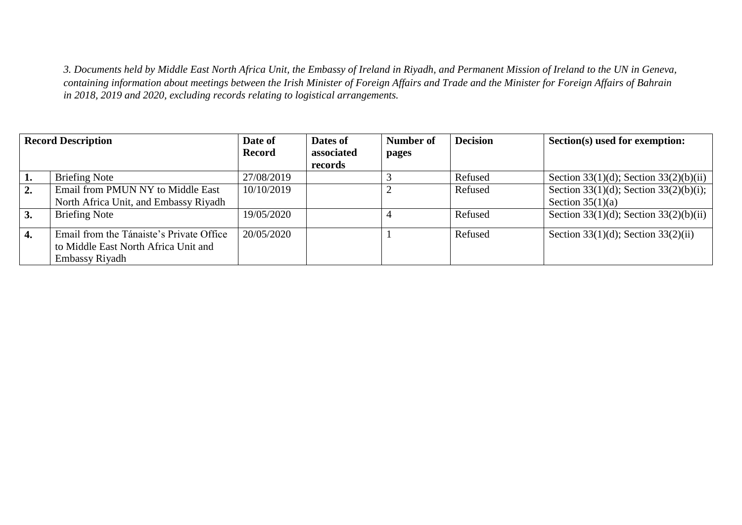*3. Documents held by Middle East North Africa Unit, the Embassy of Ireland in Riyadh, and Permanent Mission of Ireland to the UN in Geneva, containing information about meetings between the Irish Minister of Foreign Affairs and Trade and the Minister for Foreign Affairs of Bahrain in 2018, 2019 and 2020, excluding records relating to logistical arrangements.*

| **Record Description** | | **Date of Record** | **Dates of associated records** | **Number of pages** | **Decision** | **Section(s) used for exemption:** |
|---|---|---|---|---|---|---|
| **1.** | Briefing Note | 27/08/2019 | | 3 | Refused | Section 33(1)(d); Section 33(2)(b)(ii) |
| **2.** | Email from PMUN NY to Middle East North Africa Unit, and Embassy Riyadh | 10/10/2019 | | 2 | Refused | Section 33(1)(d); Section 33(2)(b)(i); Section 35(1)(a) |
| **3.** | Briefing Note | 19/05/2020 | | 4 | Refused | Section 33(1)(d); Section 33(2)(b)(ii) |
| **4.** | Email from the Tánaiste's Private Office to Middle East North Africa Unit and Embassy Riyadh | 20/05/2020 | | 1 | Refused | Section 33(1)(d); Section 33(2)(ii) |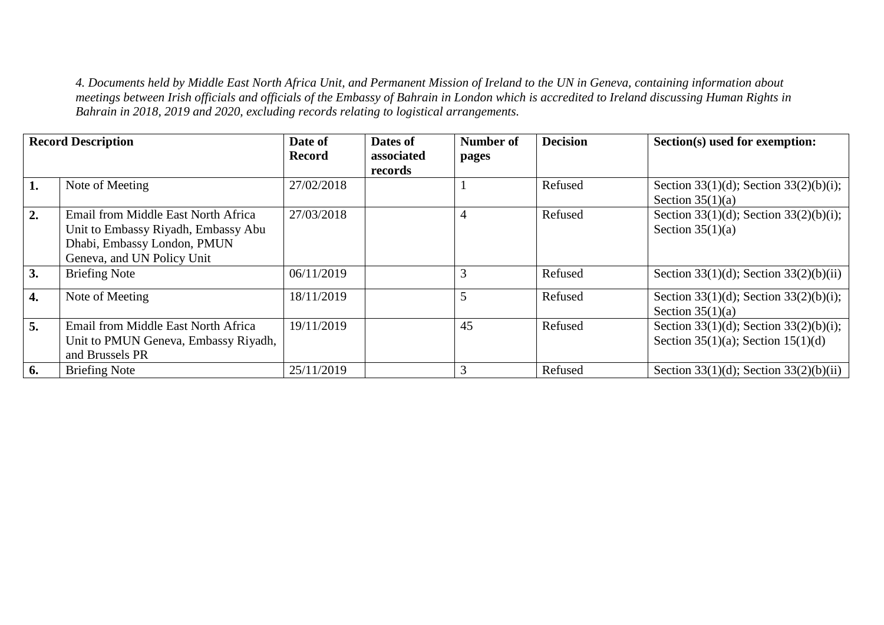*4. Documents held by Middle East North Africa Unit, and Permanent Mission of Ireland to the UN in Geneva, containing information about meetings between Irish officials and officials of the Embassy of Bahrain in London which is accredited to Ireland discussing Human Rights in Bahrain in 2018, 2019 and 2020, excluding records relating to logistical arrangements.*

| **Record Description** | | **Date of Record** | **Dates of associated records** | **Number of pages** | **Decision** | **Section(s) used for exemption:** |
|---|---|---|---|---|---|---|
| **1.** | Note of Meeting | 27/02/2018 | | 1 | Refused | Section 33(1)(d); Section 33(2)(b)(i); Section 35(1)(a) |
| **2.** | Email from Middle East North Africa Unit to Embassy Riyadh, Embassy Abu Dhabi, Embassy London, PMUN Geneva, and UN Policy Unit | 27/03/2018 | | 4 | Refused | Section 33(1)(d); Section 33(2)(b)(i); Section 35(1)(a) |
| **3.** | Briefing Note | 06/11/2019 | | 3 | Refused | Section 33(1)(d); Section 33(2)(b)(ii) |
| **4.** | Note of Meeting | 18/11/2019 | | 5 | Refused | Section 33(1)(d); Section 33(2)(b)(i); Section 35(1)(a) |
| **5.** | Email from Middle East North Africa Unit to PMUN Geneva, Embassy Riyadh, and Brussels PR | 19/11/2019 | | 45 | Refused | Section 33(1)(d); Section 33(2)(b)(i); Section 35(1)(a); Section 15(1)(d) |
| **6.** | Briefing Note | 25/11/2019 | | 3 | Refused | Section 33(1)(d); Section 33(2)(b)(ii) |